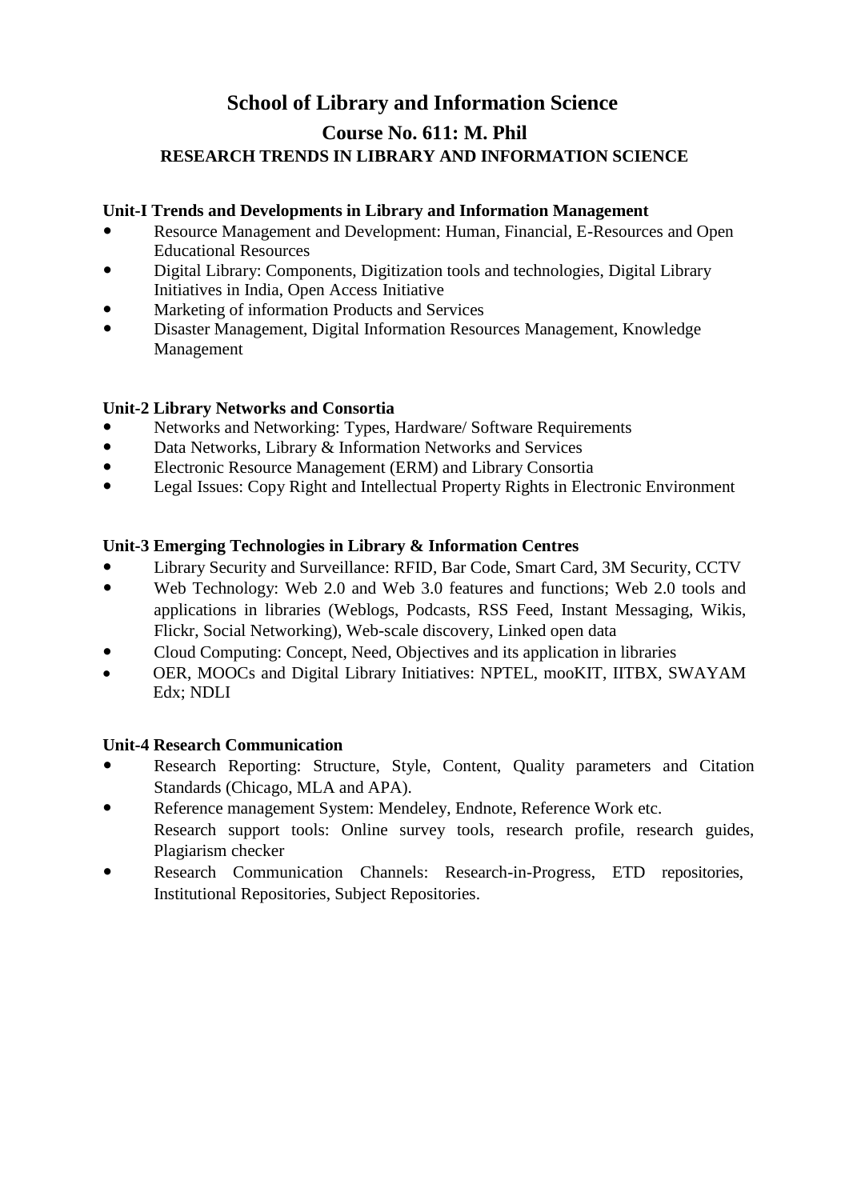# School of Library and Information Science

## Course No. 611: M. Phil

### RESEARCH TRENDS IN LIBRARY AND INFORMATION SCIENCE

**Unit-I Trends and Developments in Library and Information Management**

- Resource Management and Development: Human, Financial, E-Resources and Open Educational Resources
- Digital Library: Components, Digitization tools and technologies, Digital Library Initiatives in India, Open Access Initiative
- Marketing of information Products and Services
- Disaster Management, Digital Information Resources Management, Knowledge Management

**Unit-2 Library Networks and Consortia**

- Networks and Networking: Types, Hardware/ Software Requirements
- Data Networks, Library & Information Networks and Services
- Electronic Resource Management (ERM) and Library Consortia
- Legal Issues: Copy Right and Intellectual Property Rights in Electronic Environment

**Unit-3 Emerging Technologies in Library & Information Centres**

- Library Security and Surveillance: RFID, Bar Code, Smart Card, 3M Security, CCTV
- Web Technology: Web 2.0 and Web 3.0 features and functions; Web 2.0 tools and applications in libraries (Weblogs, Podcasts, RSS Feed, Instant Messaging, Wikis, Flickr, Social Networking), Web-scale discovery, Linked open data
- Cloud Computing: Concept, Need, Objectives and its application in libraries
- OER, MOOCs and Digital Library Initiatives: NPTEL, mooKIT, IITBX, SWAYAM Edx; NDLI

**Unit-4 Research Communication**

- Research Reporting: Structure, Style, Content, Quality parameters and Citation Standards (Chicago, MLA and APA).
- Reference management System: Mendeley, Endnote, Reference Work etc.
  Research support tools: Online survey tools, research profile, research guides, Plagiarism checker
- Research Communication Channels: Research-in-Progress, ETD repositories, Institutional Repositories, Subject Repositories.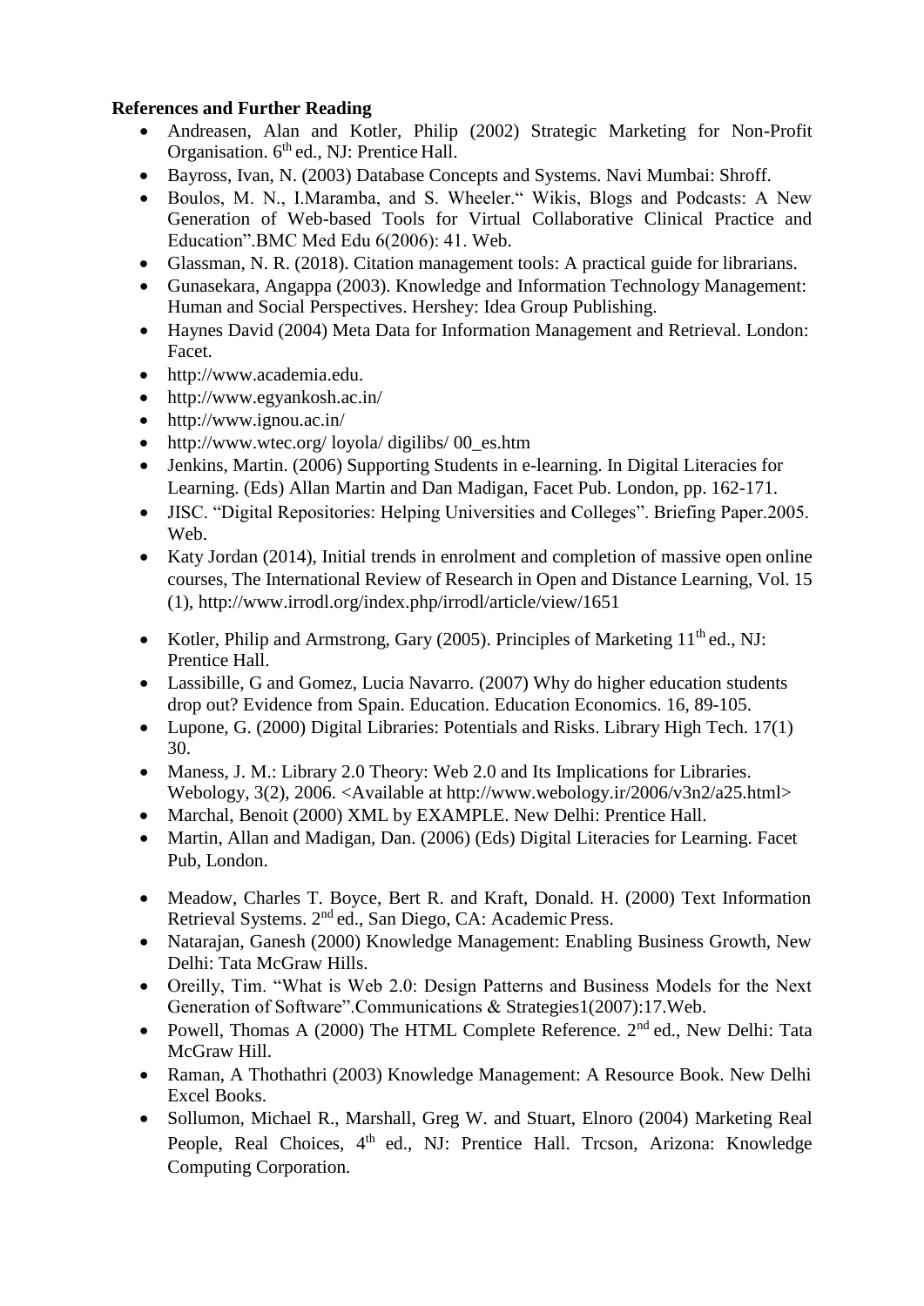**References and Further Reading**

- Andreasen, Alan and Kotler, Philip (2002) Strategic Marketing for Non-Profit Organisation. $6^{th}$ ed., NJ: Prentice Hall.
- Bayross, Ivan, N. (2003) Database Concepts and Systems. Navi Mumbai: Shroff.
- Boulos, M. N., I.Maramba, and S. Wheeler." Wikis, Blogs and Podcasts: A New Generation of Web-based Tools for Virtual Collaborative Clinical Practice and Education".BMC Med Edu 6(2006): 41. Web.
- Glassman, N. R. (2018). Citation management tools: A practical guide for librarians.
- Gunasekara, Angappa (2003). Knowledge and Information Technology Management: Human and Social Perspectives. Hershey: Idea Group Publishing.
- Haynes David (2004) Meta Data for Information Management and Retrieval. London: Facet.
- http://www.academia.edu.
- http://www.egyankosh.ac.in/
- http://www.ignou.ac.in/
- http://www.wtec.org/ loyola/ digilibs/ 00_es.htm
- Jenkins, Martin. (2006) Supporting Students in e-learning. In Digital Literacies for Learning. (Eds) Allan Martin and Dan Madigan, Facet Pub. London, pp. 162-171.
- JISC. "Digital Repositories: Helping Universities and Colleges". Briefing Paper.2005. Web.
- Katy Jordan (2014), Initial trends in enrolment and completion of massive open online courses, The International Review of Research in Open and Distance Learning, Vol. 15 (1), http://www.irrodl.org/index.php/irrodl/article/view/1651
- Kotler, Philip and Armstrong, Gary (2005). Principles of Marketing $11^{th}$ ed., NJ: Prentice Hall.
- Lassibille, G and Gomez, Lucia Navarro. (2007) Why do higher education students drop out? Evidence from Spain. Education. Education Economics. 16, 89-105.
- Lupone, G. (2000) Digital Libraries: Potentials and Risks. Library High Tech. 17(1) 30.
- Maness, J. M.: Library 2.0 Theory: Web 2.0 and Its Implications for Libraries. Webology, 3(2), 2006. <Available at http://www.webology.ir/2006/v3n2/a25.html>
- Marchal, Benoit (2000) XML by EXAMPLE. New Delhi: Prentice Hall.
- Martin, Allan and Madigan, Dan. (2006) (Eds) Digital Literacies for Learning. Facet Pub, London.
- Meadow, Charles T. Boyce, Bert R. and Kraft, Donald. H. (2000) Text Information Retrieval Systems. $2^{nd}$ ed., San Diego, CA: Academic Press.
- Natarajan, Ganesh (2000) Knowledge Management: Enabling Business Growth, New Delhi: Tata McGraw Hills.
- Oreilly, Tim. "What is Web 2.0: Design Patterns and Business Models for the Next Generation of Software".Communications & Strategies1(2007):17.Web.
- Powell, Thomas A (2000) The HTML Complete Reference. $2^{nd}$ ed., New Delhi: Tata McGraw Hill.
- Raman, A Thothathri (2003) Knowledge Management: A Resource Book. New Delhi Excel Books.
- Sollumon, Michael R., Marshall, Greg W. and Stuart, Elnoro (2004) Marketing Real People, Real Choices, $4^{th}$ ed., NJ: Prentice Hall. Trcson, Arizona: Knowledge Computing Corporation.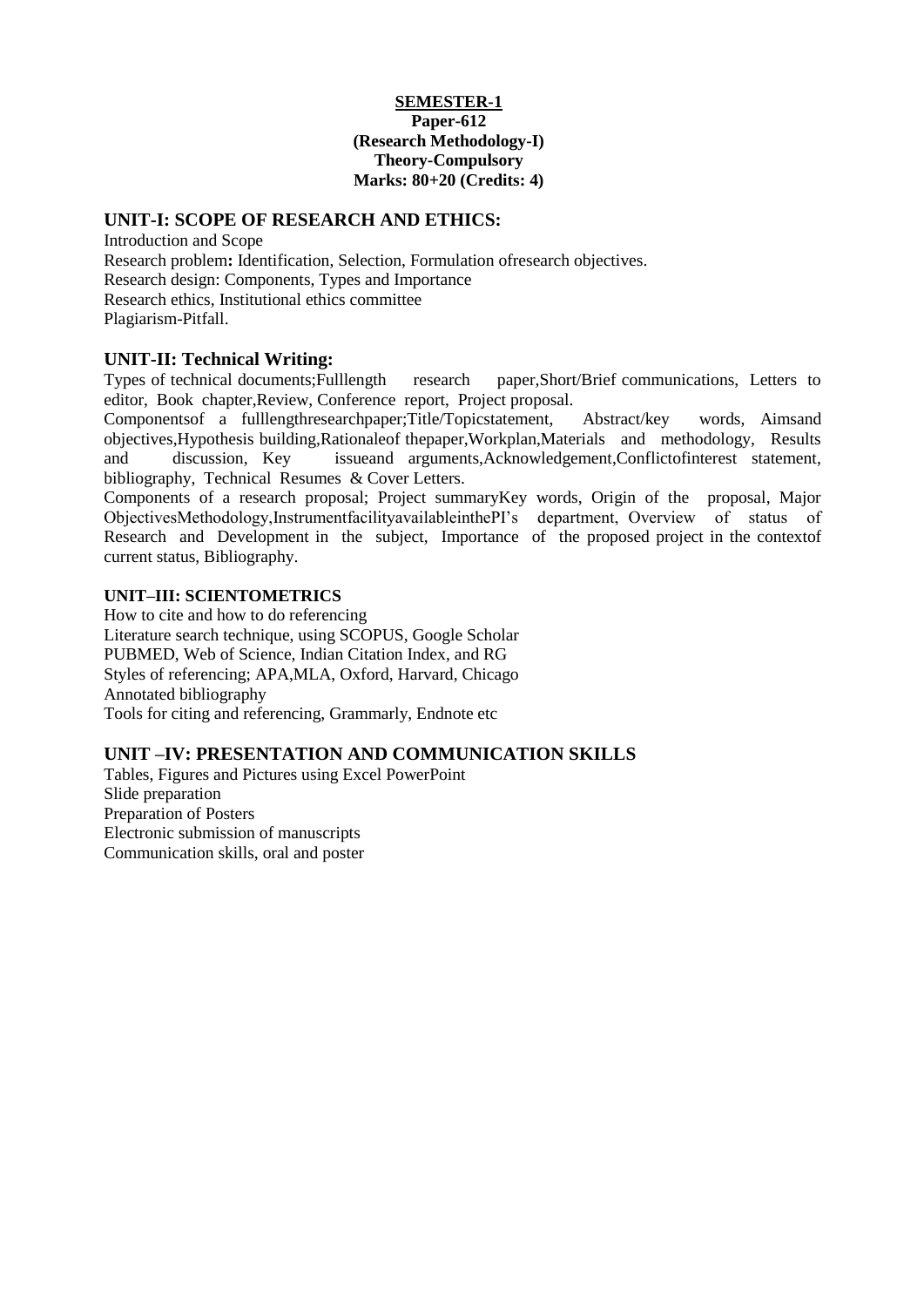**SEMESTER-1**
**Paper-612**
**(Research Methodology-I)**
**Theory-Compulsory**
**Marks: 80+20 (Credits: 4)**

## UNIT-I: SCOPE OF RESEARCH AND ETHICS:

Introduction and Scope
Research problem**:** Identification, Selection, Formulation ofresearch objectives.
Research design: Components, Types and Importance
Research ethics, Institutional ethics committee
Plagiarism-Pitfall.

## UNIT-II: Technical Writing:

Types of technical documents;Fulllength research paper,Short/Brief communications, Letters to editor, Book chapter,Review, Conference report, Project proposal.
Componentsof a fulllengthresearchpaper;Title/Topicstatement, Abstract/key words, Aimsand objectives,Hypothesis building,Rationaleof thepaper,Workplan,Materials and methodology, Results and discussion, Key issueand arguments,Acknowledgement,Conflictofinterest statement, bibliography, Technical Resumes & Cover Letters.
Components of a research proposal; Project summaryKey words, Origin of the proposal, Major ObjectivesMethodology,InstrumentfacilityavailableinthePI's department, Overview of status of Research and Development in the subject, Importance of the proposed project in the contextof current status, Bibliography.

### UNIT–III: SCIENTOMETRICS

How to cite and how to do referencing
Literature search technique, using SCOPUS, Google Scholar
PUBMED, Web of Science, Indian Citation Index, and RG
Styles of referencing; APA,MLA, Oxford, Harvard, Chicago
Annotated bibliography
Tools for citing and referencing, Grammarly, Endnote etc

## UNIT –IV: PRESENTATION AND COMMUNICATION SKILLS

Tables, Figures and Pictures using Excel PowerPoint
Slide preparation
Preparation of Posters
Electronic submission of manuscripts
Communication skills, oral and poster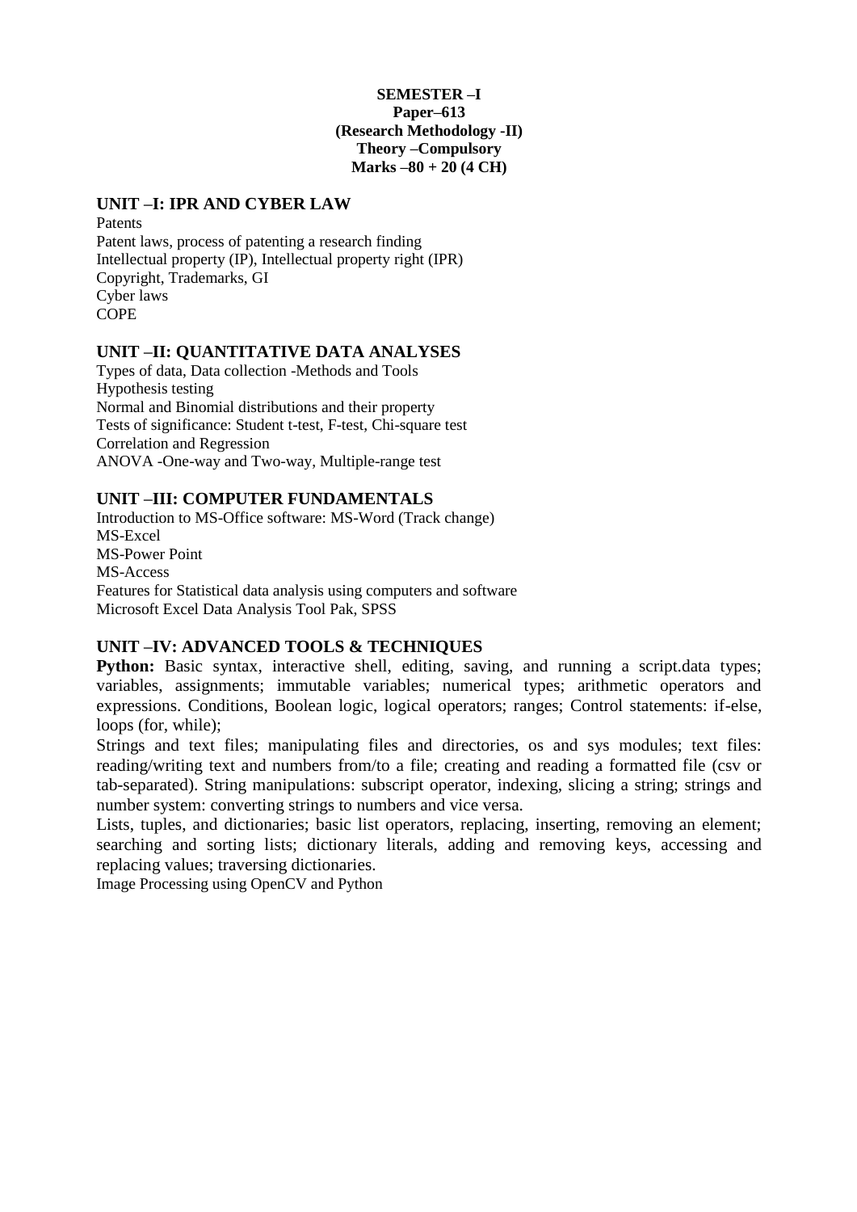**SEMESTER –I**
**Paper–613**
**(Research Methodology -II)**
**Theory –Compulsory**
**Marks –80 + 20 (4 CH)**

## UNIT –I: IPR AND CYBER LAW

Patents
Patent laws, process of patenting a research finding
Intellectual property (IP), Intellectual property right (IPR)
Copyright, Trademarks, GI
Cyber laws
COPE

## UNIT –II: QUANTITATIVE DATA ANALYSES

Types of data, Data collection -Methods and Tools
Hypothesis testing
Normal and Binomial distributions and their property
Tests of significance: Student t-test, F-test, Chi-square test
Correlation and Regression
ANOVA -One-way and Two-way, Multiple-range test

## UNIT –III: COMPUTER FUNDAMENTALS

Introduction to MS-Office software: MS-Word (Track change)
MS-Excel
MS-Power Point
MS-Access
Features for Statistical data analysis using computers and software
Microsoft Excel Data Analysis Tool Pak, SPSS

## UNIT –IV: ADVANCED TOOLS & TECHNIQUES

**Python:** Basic syntax, interactive shell, editing, saving, and running a script.data types; variables, assignments; immutable variables; numerical types; arithmetic operators and expressions. Conditions, Boolean logic, logical operators; ranges; Control statements: if-else, loops (for, while);

Strings and text files; manipulating files and directories, os and sys modules; text files: reading/writing text and numbers from/to a file; creating and reading a formatted file (csv or tab-separated). String manipulations: subscript operator, indexing, slicing a string; strings and number system: converting strings to numbers and vice versa.

Lists, tuples, and dictionaries; basic list operators, replacing, inserting, removing an element; searching and sorting lists; dictionary literals, adding and removing keys, accessing and replacing values; traversing dictionaries.

Image Processing using OpenCV and Python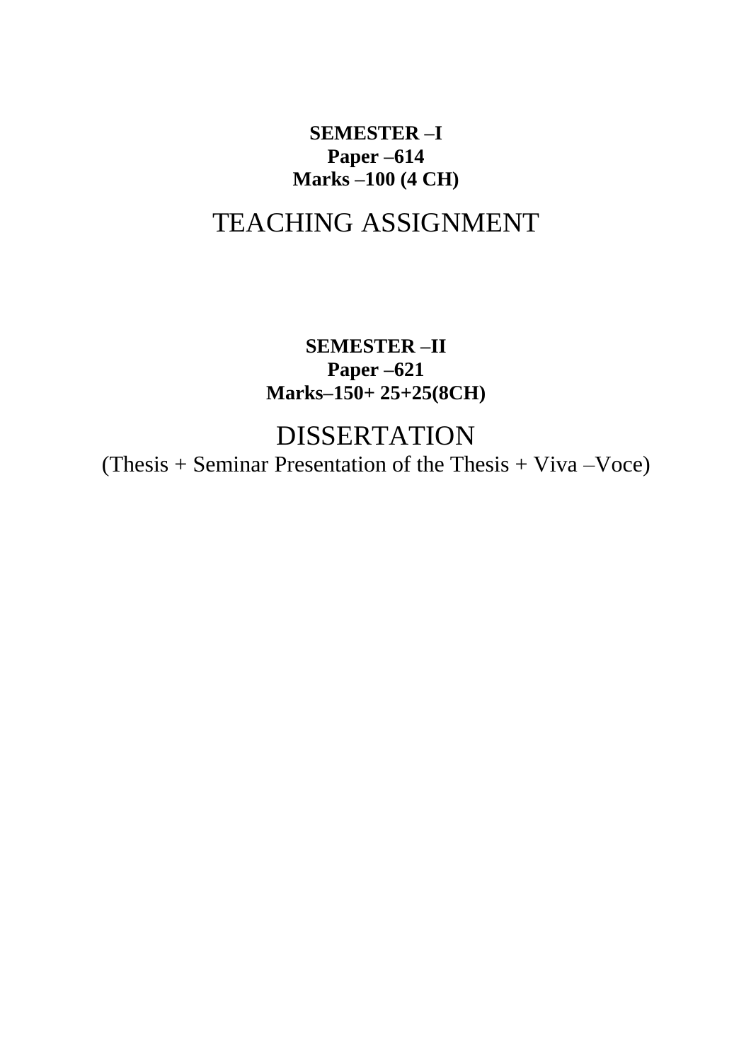**SEMESTER –I**
**Paper –614**
**Marks –100 (4 CH)**

# TEACHING ASSIGNMENT

**SEMESTER –II**
**Paper –621**
**Marks–150+ 25+25(8CH)**

# DISSERTATION

(Thesis + Seminar Presentation of the Thesis + Viva –Voce)